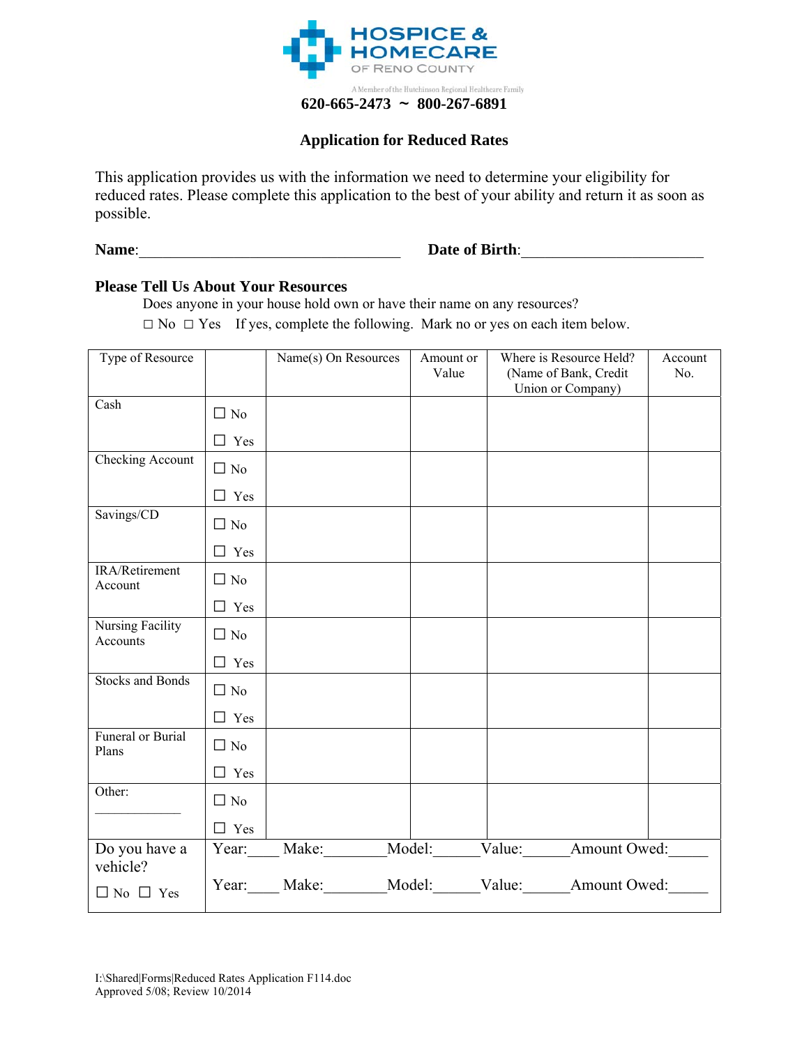**HOSPICE & HOMECARE**
OF RENO COUNTY
A Member of the Hutchinson Regional Healthcare Family

**620-665-2473 ~ 800-267-6891**

## Application for Reduced Rates

This application provides us with the information we need to determine your eligibility for reduced rates. Please complete this application to the best of your ability and return it as soon as possible.

**Name**:___________________________________ **Date of Birth**:________________________

### Please Tell Us About Your Resources

Does anyone in your house hold own or have their name on any resources?

☐ No ☐ Yes If yes, complete the following. Mark no or yes on each item below.

| Type of Resource | | Name(s) On Resources | Amount or Value | Where is Resource Held? (Name of Bank, Credit Union or Company) | Account No. |
|---|---|---|---|---|---|
| Cash | ☐ No ☐ Yes | | | | |
| Checking Account | ☐ No ☐ Yes | | | | |
| Savings/CD | ☐ No ☐ Yes | | | | |
| IRA/Retirement Account | ☐ No ☐ Yes | | | | |
| Nursing Facility Accounts | ☐ No ☐ Yes | | | | |
| Stocks and Bonds | ☐ No ☐ Yes | | | | |
| Funeral or Burial Plans | ☐ No ☐ Yes | | | | |
| Other: _____________ | ☐ No ☐ Yes | | | | |
| Do you have a vehicle? ☐ No ☐ Yes | Year:____ Make:________ Model:______ Value:______ Amount Owed:_____<br>Year:____ Make:________ Model:______ Value:______ Amount Owed:_____ | | | | |

I:\Shared|Forms|Reduced Rates Application F114.doc
Approved 5/08; Review 10/2014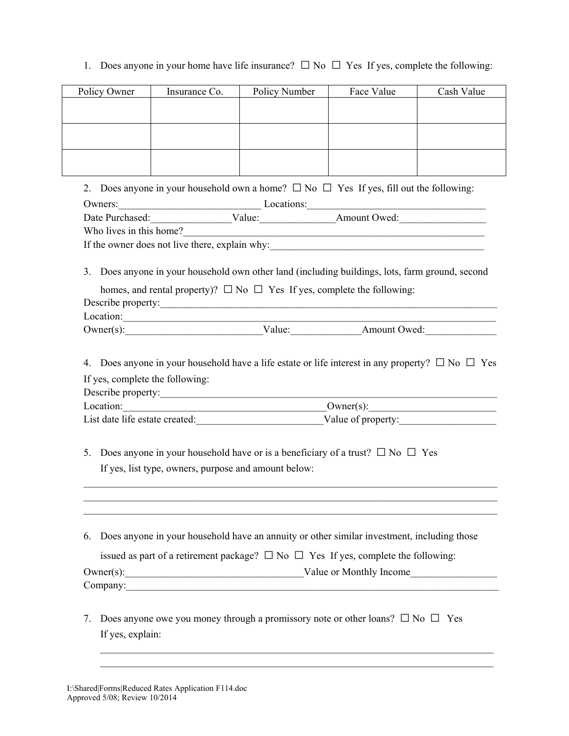1. Does anyone in your home have life insurance? ☐ No ☐ Yes If yes, complete the following:

| Policy Owner | Insurance Co. | Policy Number | Face Value | Cash Value |
|---|---|---|---|---|
| | | | | |
| | | | | |
| | | | | |

2. Does anyone in your household own a home? ☐ No ☐ Yes If yes, fill out the following:

Owners:___________________________ Locations:__________________________________

Date Purchased:_______________Value:______________Amount Owed:________________

Who lives in this home?_________________________________________________________

If the owner does not live there, explain why:_________________________________________

3. Does anyone in your household own other land (including buildings, lots, farm ground, second homes, and rental property)? ☐ No ☐ Yes If yes, complete the following:

Describe property:_______________________________________________________________

Location:_____________________________________________________________________

Owner(s):__________________________Value:_____________Amount Owed:_____________

4. Does anyone in your household have a life estate or life interest in any property? ☐ No ☐ Yes

If yes, complete the following:

Describe property:_______________________________________________________________

Location:_______________________________________Owner(s):________________________

List date life estate created:________________________Value of property:__________________

5. Does anyone in your household have or is a beneficiary of a trust? ☐ No ☐ Yes

If yes, list type, owners, purpose and amount below:

______________________________________________________________________________

______________________________________________________________________________

______________________________________________________________________________

6. Does anyone in your household have an annuity or other similar investment, including those issued as part of a retirement package? ☐ No ☐ Yes If yes, complete the following:

Owner(s):__________________________________Value or Monthly Income________________

Company:_____________________________________________________________________

7. Does anyone owe you money through a promissory note or other loans? ☐ No ☐ Yes

If yes, explain:

______________________________________________________________________________

______________________________________________________________________________

I:\Shared|Forms|Reduced Rates Application F114.doc
Approved 5/08; Review 10/2014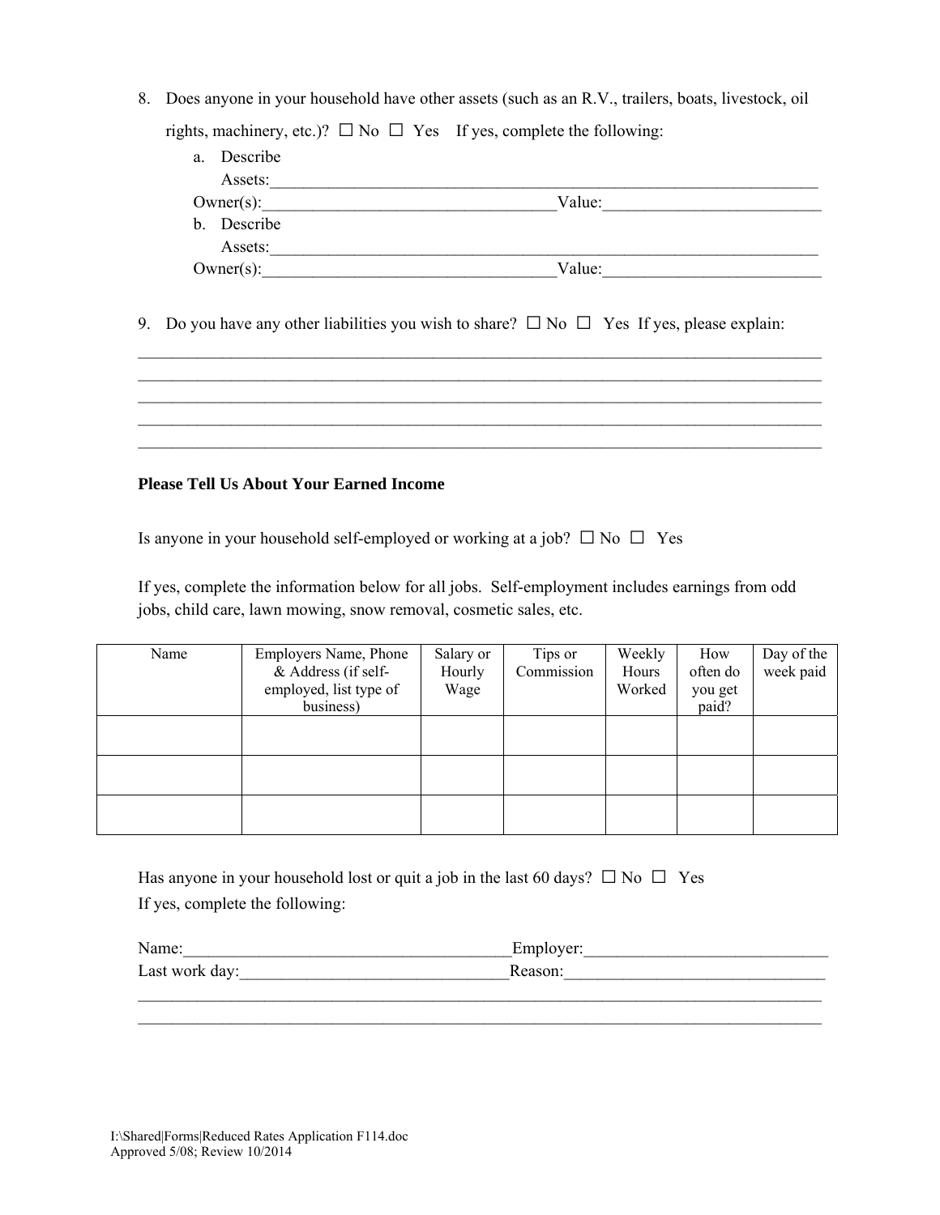8. Does anyone in your household have other assets (such as an R.V., trailers, boats, livestock, oil rights, machinery, etc.)? ☐ No ☐ Yes If yes, complete the following:

   a. Describe Assets:_______________________________________________________________

   Owner(s):_________________________________Value:_________________________

   b. Describe Assets:_______________________________________________________________

   Owner(s):_________________________________Value:_________________________

9. Do you have any other liabilities you wish to share? ☐ No ☐ Yes If yes, please explain:

_______________________________________________________________________________

_______________________________________________________________________________

_______________________________________________________________________________

_______________________________________________________________________________

_______________________________________________________________________________

**Please Tell Us About Your Earned Income**

Is anyone in your household self-employed or working at a job? ☐ No ☐ Yes

If yes, complete the information below for all jobs. Self-employment includes earnings from odd jobs, child care, lawn mowing, snow removal, cosmetic sales, etc.

| Name | Employers Name, Phone & Address (if self-employed, list type of business) | Salary or Hourly Wage | Tips or Commission | Weekly Hours Worked | How often do you get paid? | Day of the week paid |
|---|---|---|---|---|---|---|
| | | | | | | |
| | | | | | | |
| | | | | | | |

Has anyone in your household lost or quit a job in the last 60 days? ☐ No ☐ Yes

If yes, complete the following:

Name:_____________________________________Employer:____________________________

Last work day:______________________________Reason:______________________________

_______________________________________________________________________________

_______________________________________________________________________________

I:\Shared|Forms|Reduced Rates Application F114.doc
Approved 5/08; Review 10/2014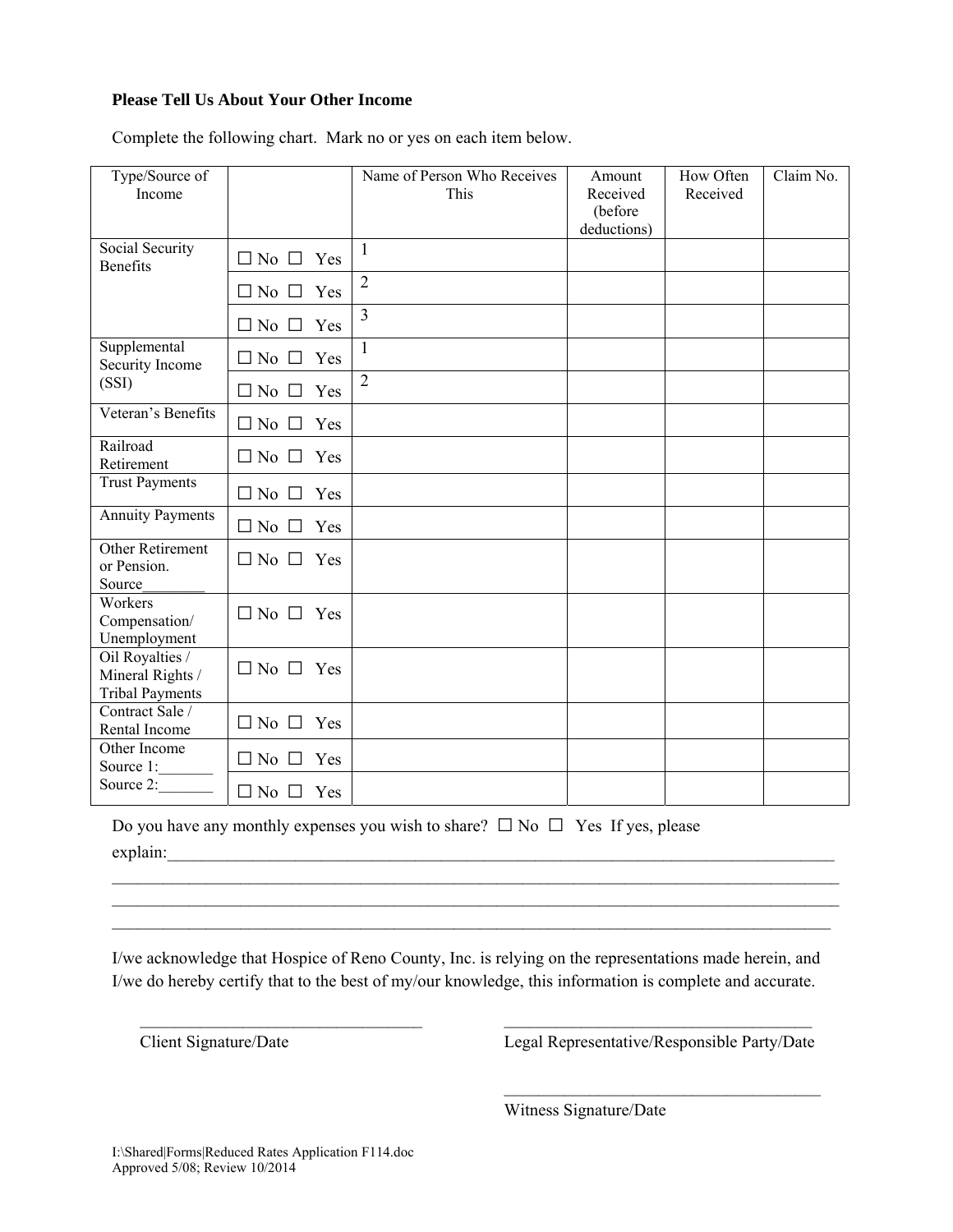**Please Tell Us About Your Other Income**

Complete the following chart. Mark no or yes on each item below.

| Type/Source of Income | | Name of Person Who Receives This | Amount Received (before deductions) | How Often Received | Claim No. |
|---|---|---|---|---|---|
| Social Security Benefits | ☐ No ☐ Yes | 1 | | | |
| | ☐ No ☐ Yes | 2 | | | |
| | ☐ No ☐ Yes | 3 | | | |
| Supplemental Security Income (SSI) | ☐ No ☐ Yes | 1 | | | |
| | ☐ No ☐ Yes | 2 | | | |
| Veteran's Benefits | ☐ No ☐ Yes | | | | |
| Railroad Retirement | ☐ No ☐ Yes | | | | |
| Trust Payments | ☐ No ☐ Yes | | | | |
| Annuity Payments | ☐ No ☐ Yes | | | | |
| Other Retirement or Pension. Source________ | ☐ No ☐ Yes | | | | |
| Workers Compensation/ Unemployment | ☐ No ☐ Yes | | | | |
| Oil Royalties / Mineral Rights / Tribal Payments | ☐ No ☐ Yes | | | | |
| Contract Sale / Rental Income | ☐ No ☐ Yes | | | | |
| Other Income Source 1:_______ | ☐ No ☐ Yes | | | | |
| Source 2:_______ | ☐ No ☐ Yes | | | | |

Do you have any monthly expenses you wish to share? ☐ No ☐ Yes If yes, please explain:_______________________________________________________________________________

_______________________________________________________________________________

_______________________________________________________________________________

_______________________________________________________________________________

I/we acknowledge that Hospice of Reno County, Inc. is relying on the representations made herein, and I/we do hereby certify that to the best of my/our knowledge, this information is complete and accurate.

_________________________________ Client Signature/Date

_____________________________________ Legal Representative/Responsible Party/Date

_____________________________________ Witness Signature/Date

I:\Shared|Forms|Reduced Rates Application F114.doc
Approved 5/08; Review 10/2014